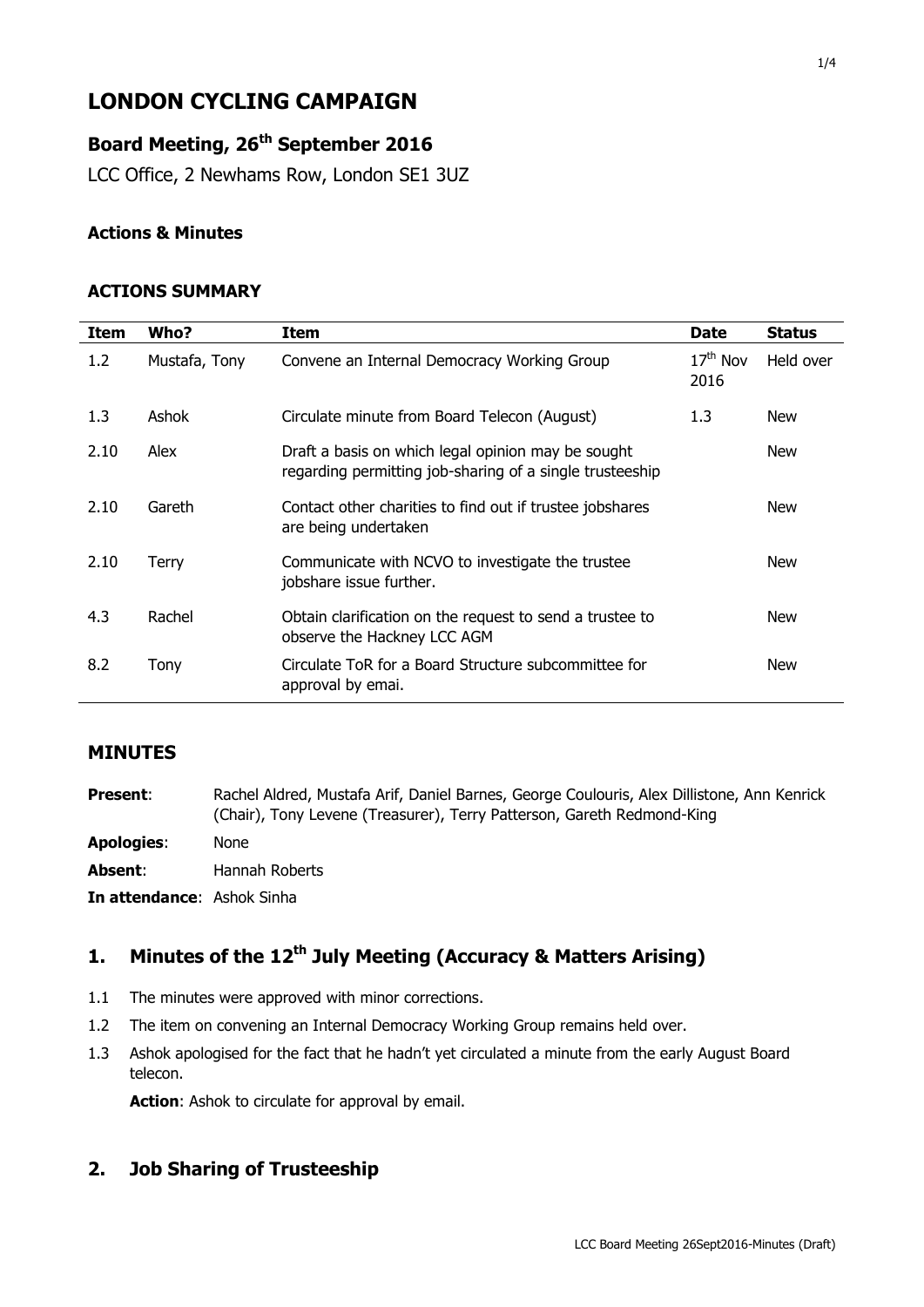# LONDON CYCLING CAMPAIGN

## Board Meeting, 26th September 2016

LCC Office, 2 Newhams Row, London SE1 3UZ

### Actions & Minutes

### ACTIONS SUMMARY

| Item | Who? | Item | Date | Status |
|---|---|---|---|---|
| 1.2 | Mustafa, Tony | Convene an Internal Democracy Working Group | 17th Nov 2016 | Held over |
| 1.3 | Ashok | Circulate minute from Board Telecon (August) | 1.3 | New |
| 2.10 | Alex | Draft a basis on which legal opinion may be sought regarding permitting job-sharing of a single trusteeship | | New |
| 2.10 | Gareth | Contact other charities to find out if trustee jobshares are being undertaken | | New |
| 2.10 | Terry | Communicate with NCVO to investigate the trustee jobshare issue further. | | New |
| 4.3 | Rachel | Obtain clarification on the request to send a trustee to observe the Hackney LCC AGM | | New |
| 8.2 | Tony | Circulate ToR for a Board Structure subcommittee for approval by emai. | | New |

## MINUTES

**Present**: Rachel Aldred, Mustafa Arif, Daniel Barnes, George Coulouris, Alex Dillistone, Ann Kenrick (Chair), Tony Levene (Treasurer), Terry Patterson, Gareth Redmond-King

**Apologies**: None

**Absent**: Hannah Roberts

**In attendance**: Ashok Sinha

## 1. Minutes of the 12th July Meeting (Accuracy & Matters Arising)

1.1 The minutes were approved with minor corrections.

1.2 The item on convening an Internal Democracy Working Group remains held over.

1.3 Ashok apologised for the fact that he hadn't yet circulated a minute from the early August Board telecon.

**Action**: Ashok to circulate for approval by email.

## 2. Job Sharing of Trusteeship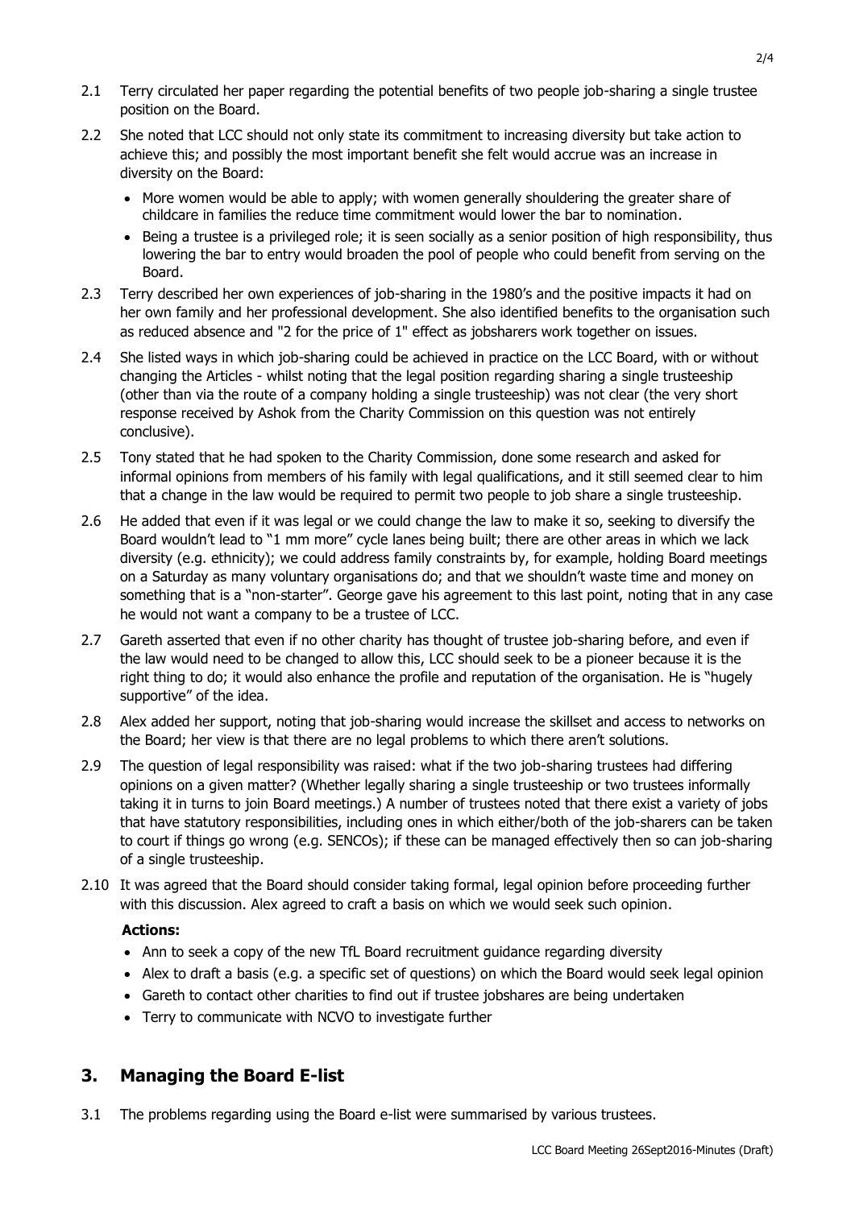2.1 Terry circulated her paper regarding the potential benefits of two people job-sharing a single trustee position on the Board.

2.2 She noted that LCC should not only state its commitment to increasing diversity but take action to achieve this; and possibly the most important benefit she felt would accrue was an increase in diversity on the Board:

- More women would be able to apply; with women generally shouldering the greater share of childcare in families the reduce time commitment would lower the bar to nomination.
- Being a trustee is a privileged role; it is seen socially as a senior position of high responsibility, thus lowering the bar to entry would broaden the pool of people who could benefit from serving on the Board.

2.3 Terry described her own experiences of job-sharing in the 1980's and the positive impacts it had on her own family and her professional development. She also identified benefits to the organisation such as reduced absence and "2 for the price of 1" effect as jobsharers work together on issues.

2.4 She listed ways in which job-sharing could be achieved in practice on the LCC Board, with or without changing the Articles - whilst noting that the legal position regarding sharing a single trusteeship (other than via the route of a company holding a single trusteeship) was not clear (the very short response received by Ashok from the Charity Commission on this question was not entirely conclusive).

2.5 Tony stated that he had spoken to the Charity Commission, done some research and asked for informal opinions from members of his family with legal qualifications, and it still seemed clear to him that a change in the law would be required to permit two people to job share a single trusteeship.

2.6 He added that even if it was legal or we could change the law to make it so, seeking to diversify the Board wouldn't lead to "1 mm more" cycle lanes being built; there are other areas in which we lack diversity (e.g. ethnicity); we could address family constraints by, for example, holding Board meetings on a Saturday as many voluntary organisations do; and that we shouldn't waste time and money on something that is a "non-starter". George gave his agreement to this last point, noting that in any case he would not want a company to be a trustee of LCC.

2.7 Gareth asserted that even if no other charity has thought of trustee job-sharing before, and even if the law would need to be changed to allow this, LCC should seek to be a pioneer because it is the right thing to do; it would also enhance the profile and reputation of the organisation. He is "hugely supportive" of the idea.

2.8 Alex added her support, noting that job-sharing would increase the skillset and access to networks on the Board; her view is that there are no legal problems to which there aren't solutions.

2.9 The question of legal responsibility was raised: what if the two job-sharing trustees had differing opinions on a given matter? (Whether legally sharing a single trusteeship or two trustees informally taking it in turns to join Board meetings.) A number of trustees noted that there exist a variety of jobs that have statutory responsibilities, including ones in which either/both of the job-sharers can be taken to court if things go wrong (e.g. SENCOs); if these can be managed effectively then so can job-sharing of a single trusteeship.

2.10 It was agreed that the Board should consider taking formal, legal opinion before proceeding further with this discussion. Alex agreed to craft a basis on which we would seek such opinion.

**Actions:**

- Ann to seek a copy of the new TfL Board recruitment guidance regarding diversity
- Alex to draft a basis (e.g. a specific set of questions) on which the Board would seek legal opinion
- Gareth to contact other charities to find out if trustee jobshares are being undertaken
- Terry to communicate with NCVO to investigate further

## 3. Managing the Board E-list

3.1 The problems regarding using the Board e-list were summarised by various trustees.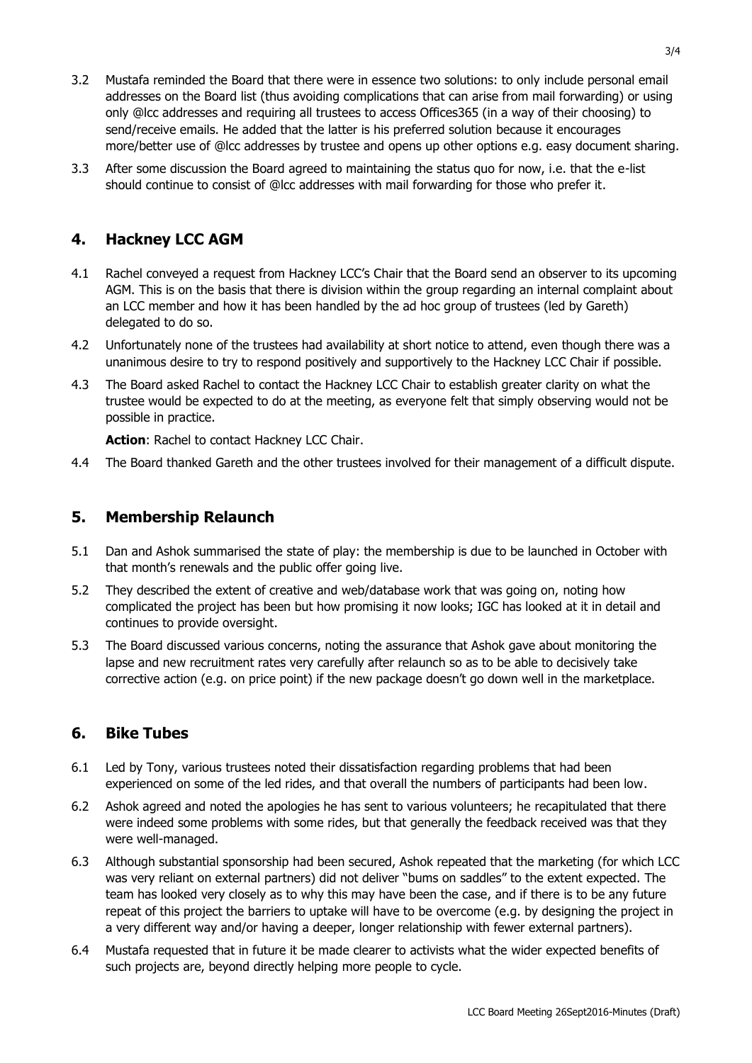3.2 Mustafa reminded the Board that there were in essence two solutions: to only include personal email addresses on the Board list (thus avoiding complications that can arise from mail forwarding) or using only @lcc addresses and requiring all trustees to access Offices365 (in a way of their choosing) to send/receive emails. He added that the latter is his preferred solution because it encourages more/better use of @lcc addresses by trustee and opens up other options e.g. easy document sharing.

3.3 After some discussion the Board agreed to maintaining the status quo for now, i.e. that the e-list should continue to consist of @lcc addresses with mail forwarding for those who prefer it.

## 4. Hackney LCC AGM

4.1 Rachel conveyed a request from Hackney LCC's Chair that the Board send an observer to its upcoming AGM. This is on the basis that there is division within the group regarding an internal complaint about an LCC member and how it has been handled by the ad hoc group of trustees (led by Gareth) delegated to do so.

4.2 Unfortunately none of the trustees had availability at short notice to attend, even though there was a unanimous desire to try to respond positively and supportively to the Hackney LCC Chair if possible.

4.3 The Board asked Rachel to contact the Hackney LCC Chair to establish greater clarity on what the trustee would be expected to do at the meeting, as everyone felt that simply observing would not be possible in practice.

**Action**: Rachel to contact Hackney LCC Chair.

4.4 The Board thanked Gareth and the other trustees involved for their management of a difficult dispute.

## 5. Membership Relaunch

5.1 Dan and Ashok summarised the state of play: the membership is due to be launched in October with that month's renewals and the public offer going live.

5.2 They described the extent of creative and web/database work that was going on, noting how complicated the project has been but how promising it now looks; IGC has looked at it in detail and continues to provide oversight.

5.3 The Board discussed various concerns, noting the assurance that Ashok gave about monitoring the lapse and new recruitment rates very carefully after relaunch so as to be able to decisively take corrective action (e.g. on price point) if the new package doesn't go down well in the marketplace.

## 6. Bike Tubes

6.1 Led by Tony, various trustees noted their dissatisfaction regarding problems that had been experienced on some of the led rides, and that overall the numbers of participants had been low.

6.2 Ashok agreed and noted the apologies he has sent to various volunteers; he recapitulated that there were indeed some problems with some rides, but that generally the feedback received was that they were well-managed.

6.3 Although substantial sponsorship had been secured, Ashok repeated that the marketing (for which LCC was very reliant on external partners) did not deliver "bums on saddles" to the extent expected. The team has looked very closely as to why this may have been the case, and if there is to be any future repeat of this project the barriers to uptake will have to be overcome (e.g. by designing the project in a very different way and/or having a deeper, longer relationship with fewer external partners).

6.4 Mustafa requested that in future it be made clearer to activists what the wider expected benefits of such projects are, beyond directly helping more people to cycle.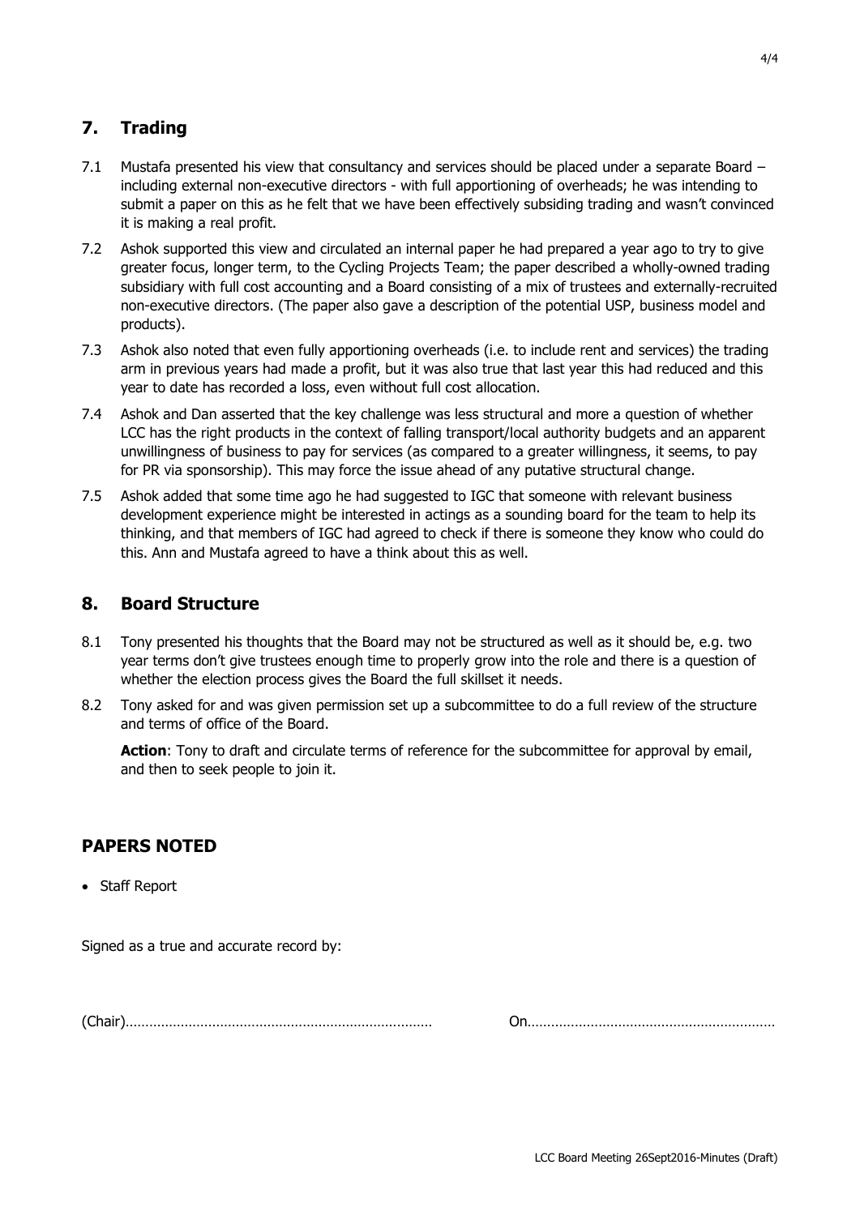## 7. Trading

7.1 Mustafa presented his view that consultancy and services should be placed under a separate Board – including external non-executive directors - with full apportioning of overheads; he was intending to submit a paper on this as he felt that we have been effectively subsiding trading and wasn't convinced it is making a real profit.

7.2 Ashok supported this view and circulated an internal paper he had prepared a year ago to try to give greater focus, longer term, to the Cycling Projects Team; the paper described a wholly-owned trading subsidiary with full cost accounting and a Board consisting of a mix of trustees and externally-recruited non-executive directors. (The paper also gave a description of the potential USP, business model and products).

7.3 Ashok also noted that even fully apportioning overheads (i.e. to include rent and services) the trading arm in previous years had made a profit, but it was also true that last year this had reduced and this year to date has recorded a loss, even without full cost allocation.

7.4 Ashok and Dan asserted that the key challenge was less structural and more a question of whether LCC has the right products in the context of falling transport/local authority budgets and an apparent unwillingness of business to pay for services (as compared to a greater willingness, it seems, to pay for PR via sponsorship). This may force the issue ahead of any putative structural change.

7.5 Ashok added that some time ago he had suggested to IGC that someone with relevant business development experience might be interested in actings as a sounding board for the team to help its thinking, and that members of IGC had agreed to check if there is someone they know who could do this. Ann and Mustafa agreed to have a think about this as well.

## 8. Board Structure

8.1 Tony presented his thoughts that the Board may not be structured as well as it should be, e.g. two year terms don't give trustees enough time to properly grow into the role and there is a question of whether the election process gives the Board the full skillset it needs.

8.2 Tony asked for and was given permission set up a subcommittee to do a full review of the structure and terms of office of the Board.

**Action**: Tony to draft and circulate terms of reference for the subcommittee for approval by email, and then to seek people to join it.

## PAPERS NOTED

- Staff Report

Signed as a true and accurate record by:

(Chair)…………………………………………………………………… On………………………………………………………